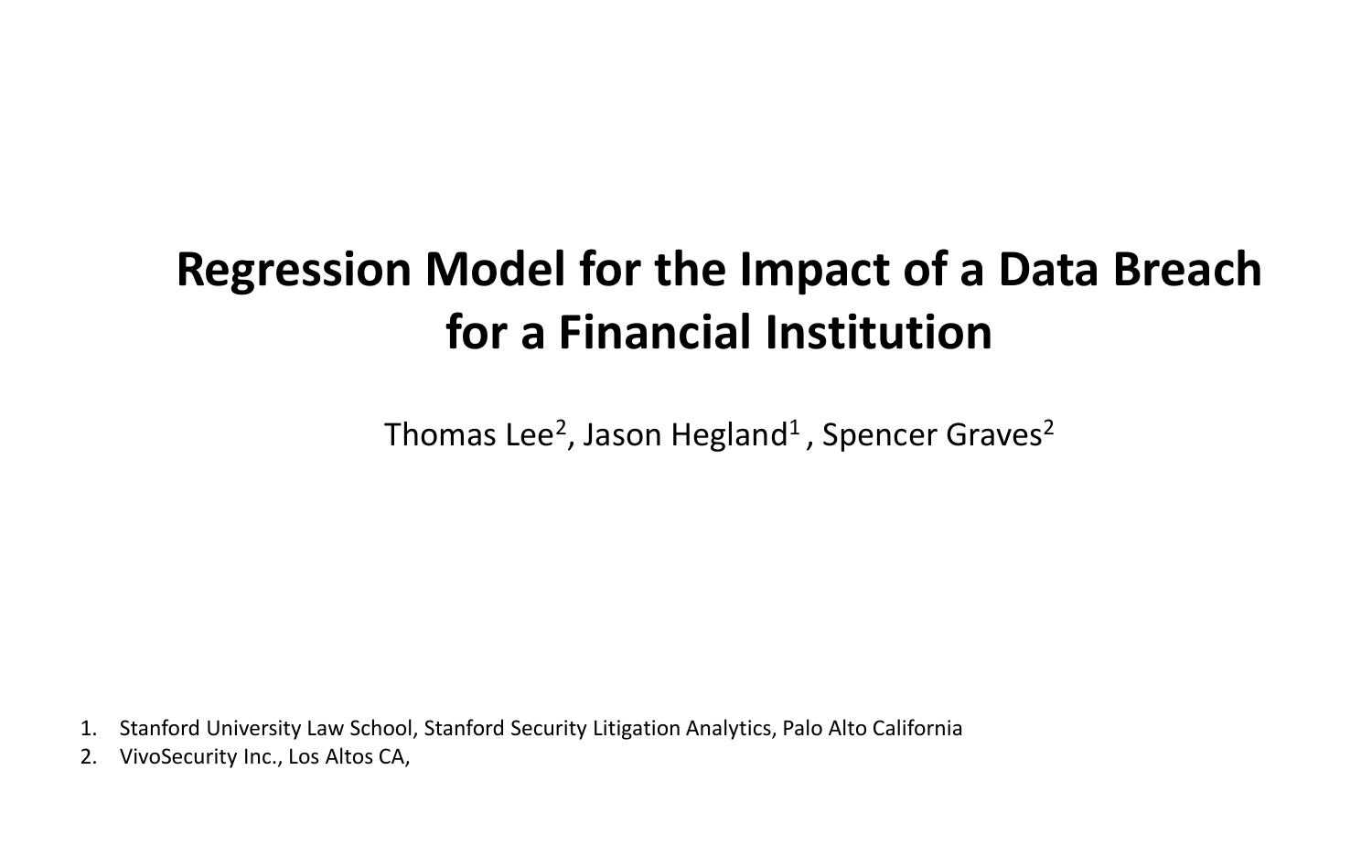# Regression Model for the Impact of a Data Breach for a Financial Institution

Thomas Lee[2], Jason Hegland[1] , Spencer Graves[2]

1. Stanford University Law School, Stanford Security Litigation Analytics, Palo Alto California
2. VivoSecurity Inc., Los Altos CA,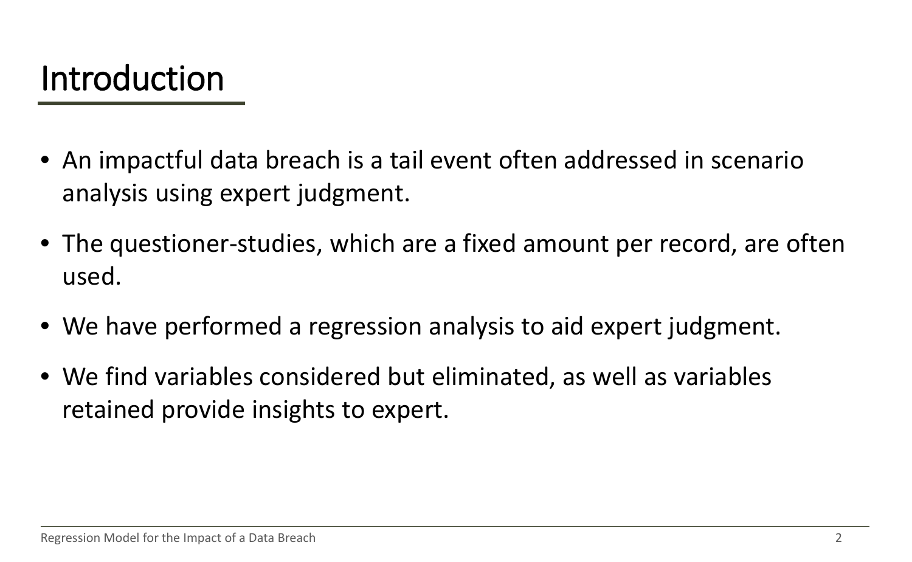# Introduction

- An impactful data breach is a tail event often addressed in scenario analysis using expert judgment.
- The questioner-studies, which are a fixed amount per record, are often used.
- We have performed a regression analysis to aid expert judgment.
- We find variables considered but eliminated, as well as variables retained provide insights to expert.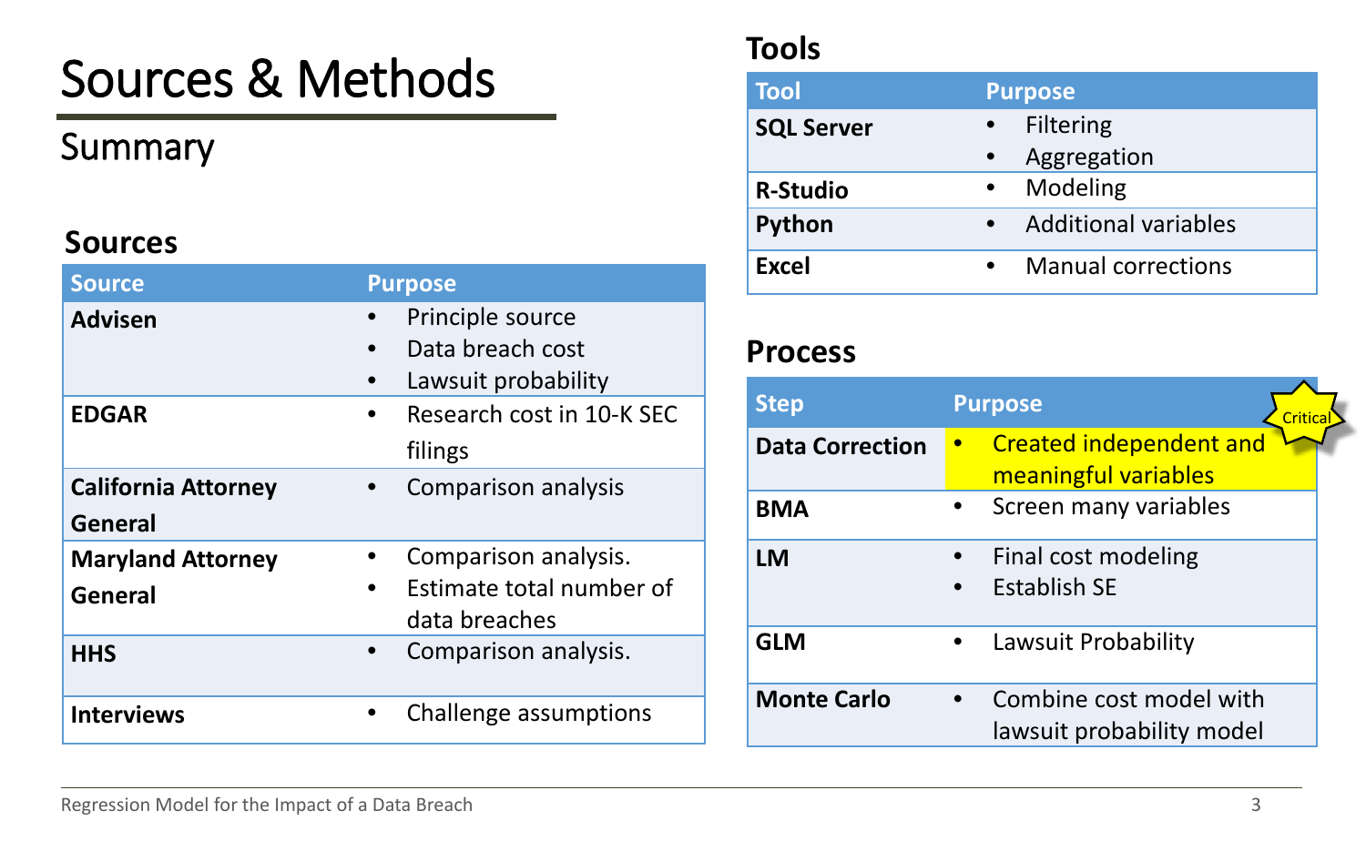# Sources & Methods

## Summary

### Sources

| Source | Purpose |
|---|---|
| **Advisen** | • Principle source<br>• Data breach cost<br>• Lawsuit probability |
| **EDGAR** | • Research cost in 10-K SEC filings |
| **California Attorney General** | • Comparison analysis |
| **Maryland Attorney General** | • Comparison analysis.<br>• Estimate total number of data breaches |
| **HHS** | • Comparison analysis. |
| **Interviews** | • Challenge assumptions |

### Tools

| Tool | Purpose |
|---|---|
| **SQL Server** | • Filtering<br>• Aggregation |
| **R-Studio** | • Modeling |
| **Python** | • Additional variables |
| **Excel** | • Manual corrections |

### Process

| Step | Purpose |
|---|---|
| **Data Correction** | • Created independent and meaningful variables (Critical) |
| **BMA** | • Screen many variables |
| **LM** | • Final cost modeling<br>• Establish SE |
| **GLM** | • Lawsuit Probability |
| **Monte Carlo** | • Combine cost model with lawsuit probability model |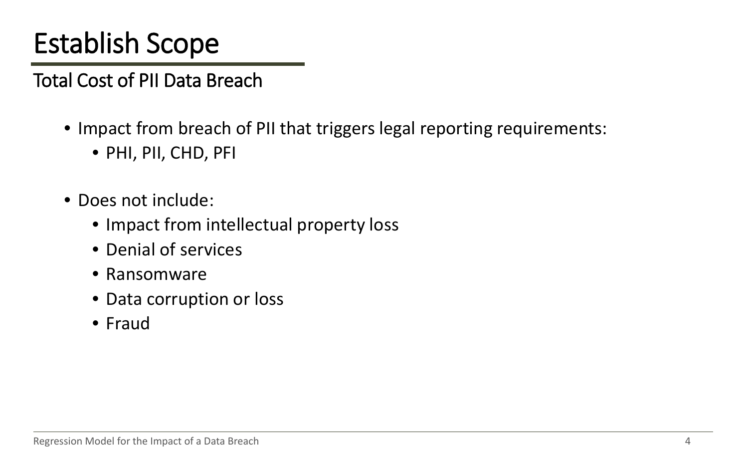# Establish Scope

## Total Cost of PII Data Breach

- Impact from breach of PII that triggers legal reporting requirements:
  - PHI, PII, CHD, PFI
- Does not include:
  - Impact from intellectual property loss
  - Denial of services
  - Ransomware
  - Data corruption or loss
  - Fraud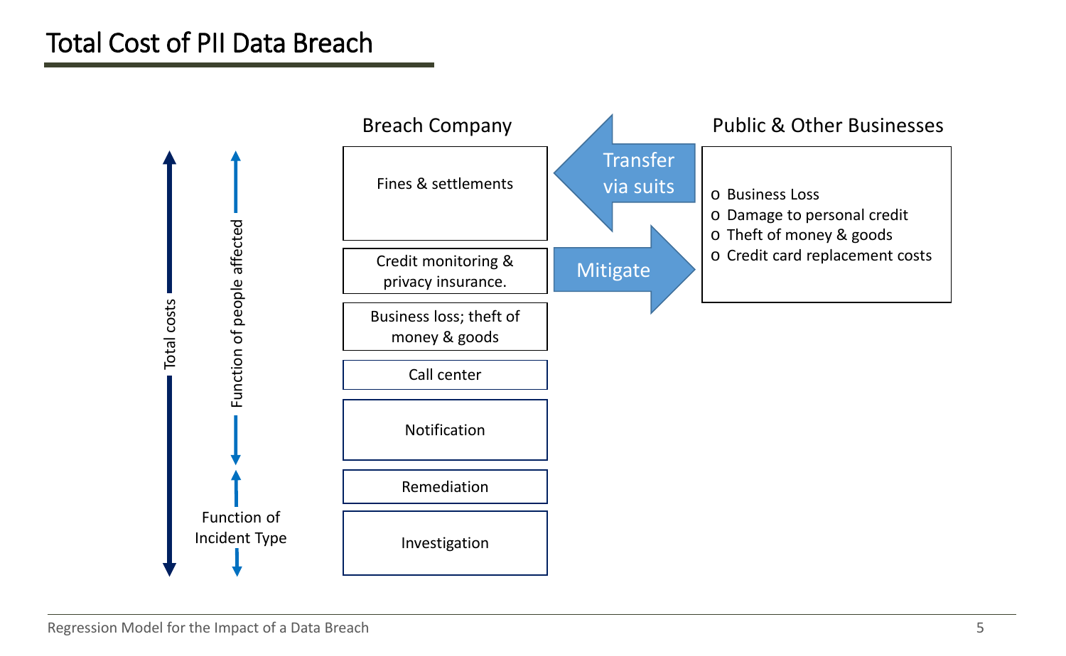# Total Cost of PII Data Breach

**Breach Company**

- Fines & settlements
- Credit monitoring & privacy insurance.
- Business loss; theft of money & goods
- Call center
- Notification
- Remediation
- Investigation

Total costs

Function of people affected

Function of Incident Type

Transfer via suits

Mitigate

**Public & Other Businesses**

- Business Loss
- Damage to personal credit
- Theft of money & goods
- Credit card replacement costs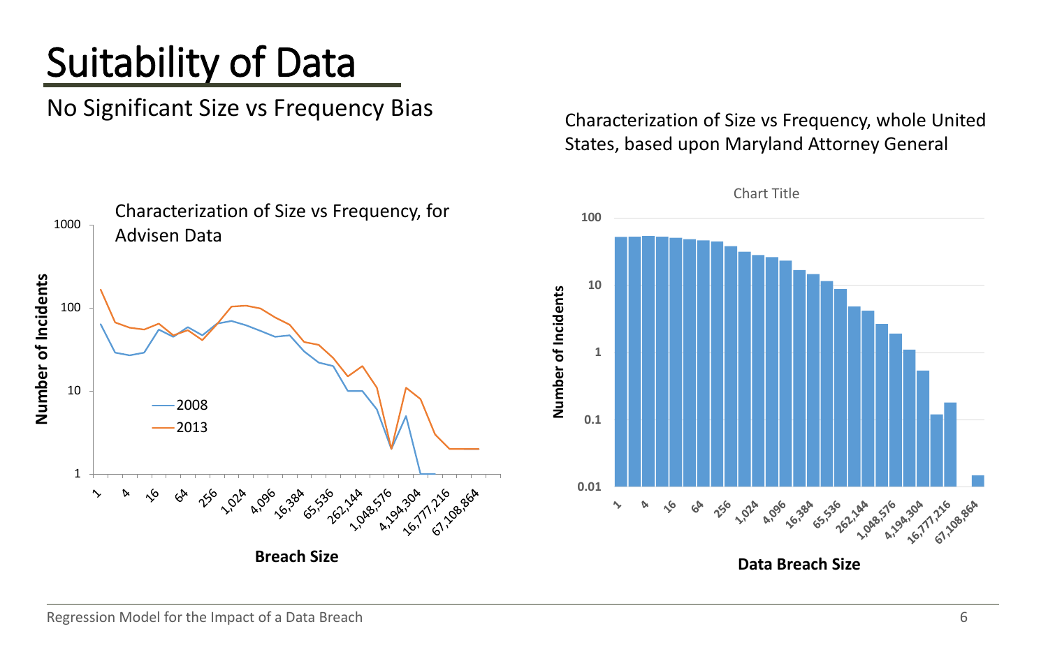# Suitability of Data

No Significant Size vs Frequency Bias

Characterization of Size vs Frequency, whole United States, based upon Maryland Attorney General

Characterization of Size vs Frequency, for Advisen Data

Number of Incidents

Breach Size

2008

2013

Chart Title

Number of Incidents

Data Breach Size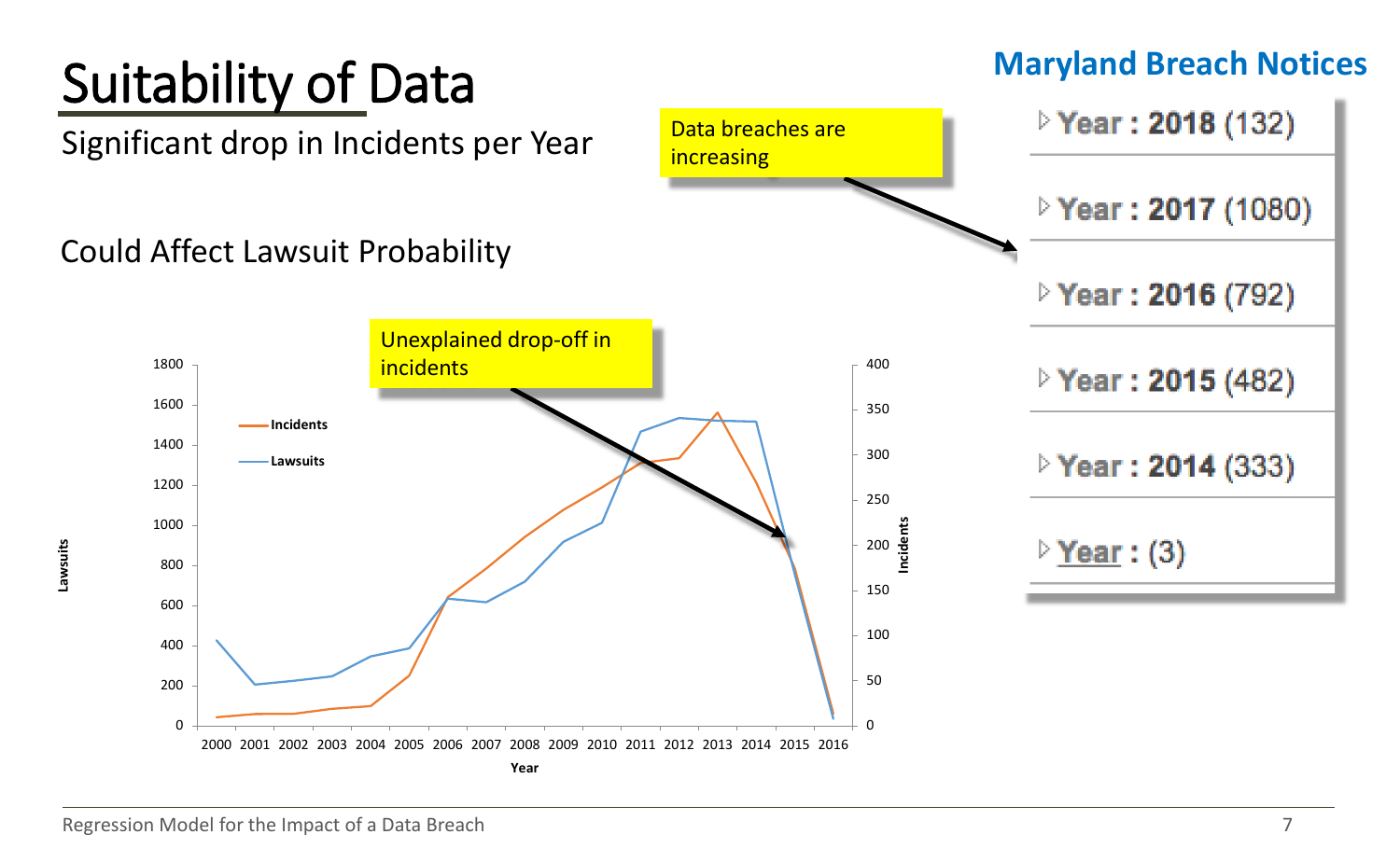# Suitability of Data

Significant drop in Incidents per Year

Could Affect Lawsuit Probability

Unexplained drop-off in incidents

Data breaches are increasing

## Maryland Breach Notices

- Year : 2018 (132)
- Year : 2017 (1080)
- Year : 2016 (792)
- Year : 2015 (482)
- Year : 2014 (333)
- Year : (3)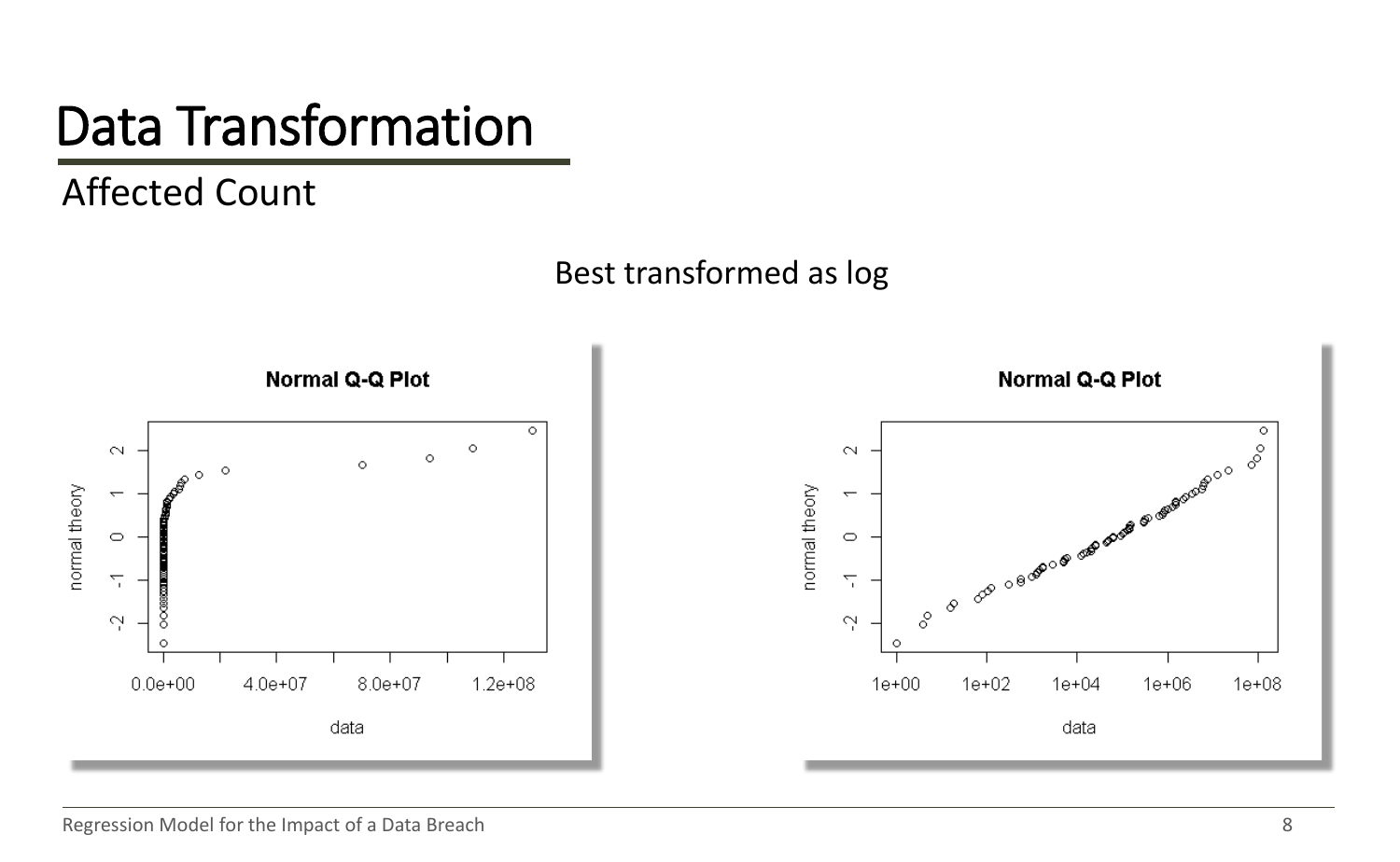# Data Transformation

## Affected Count

Best transformed as log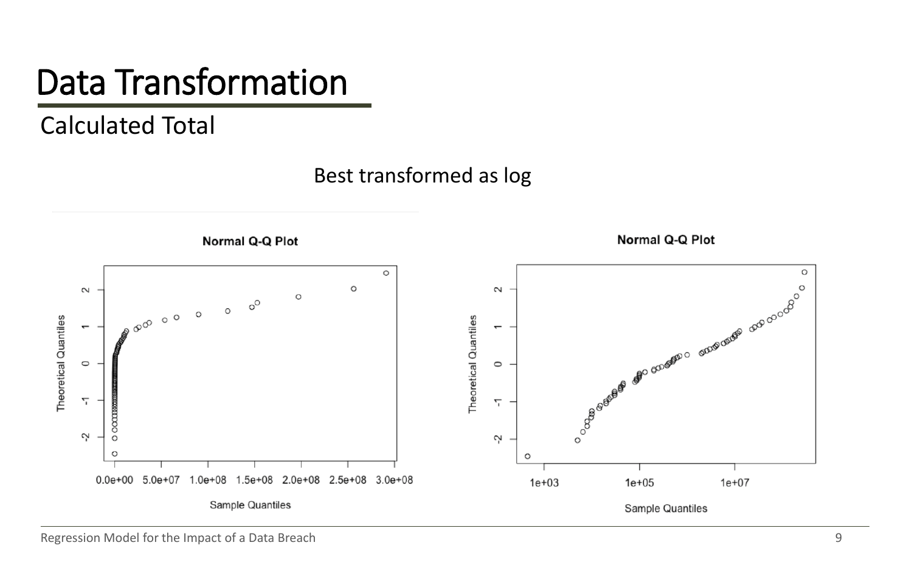# Data Transformation

## Calculated Total

Best transformed as log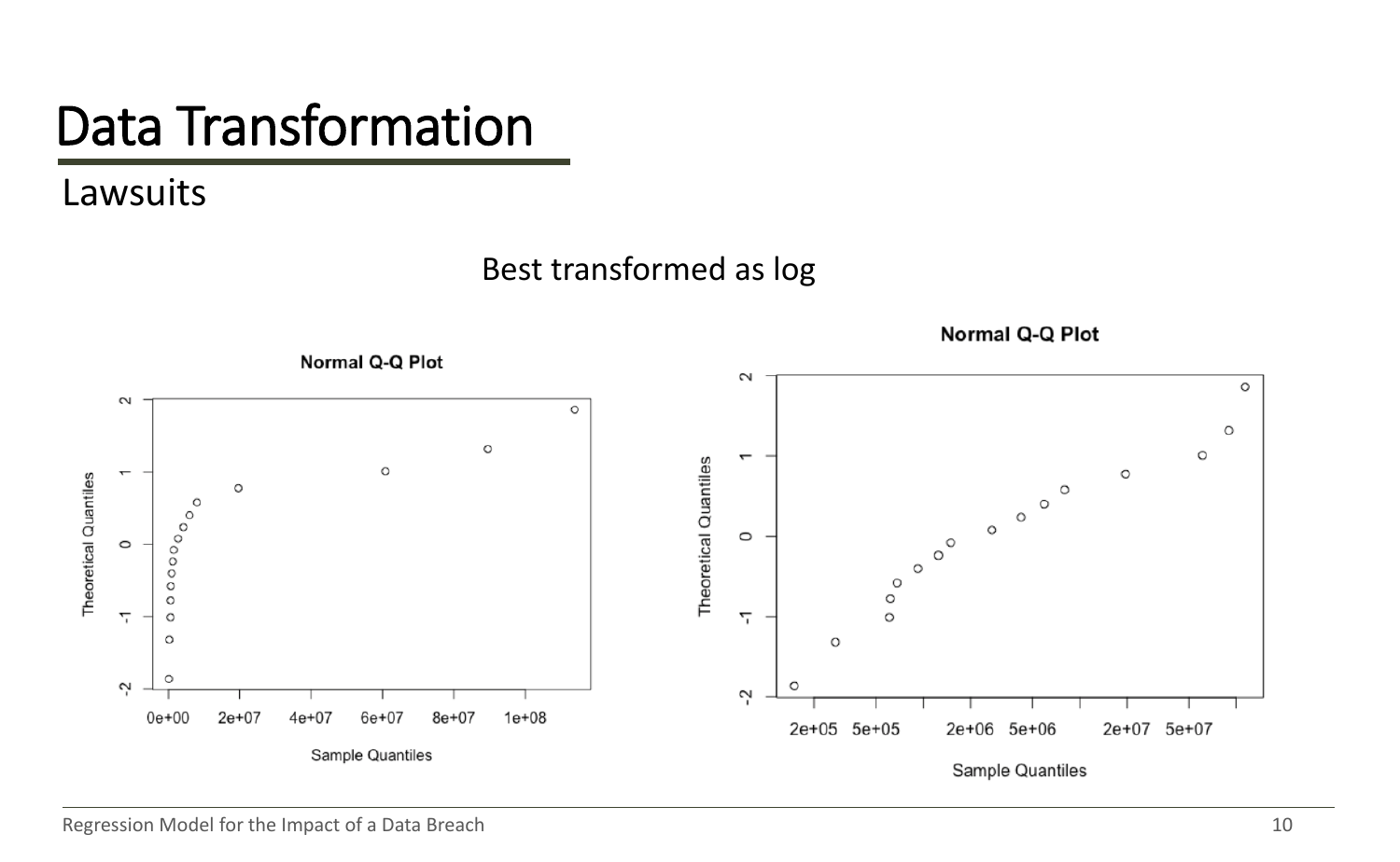# Data Transformation

## Lawsuits

Best transformed as log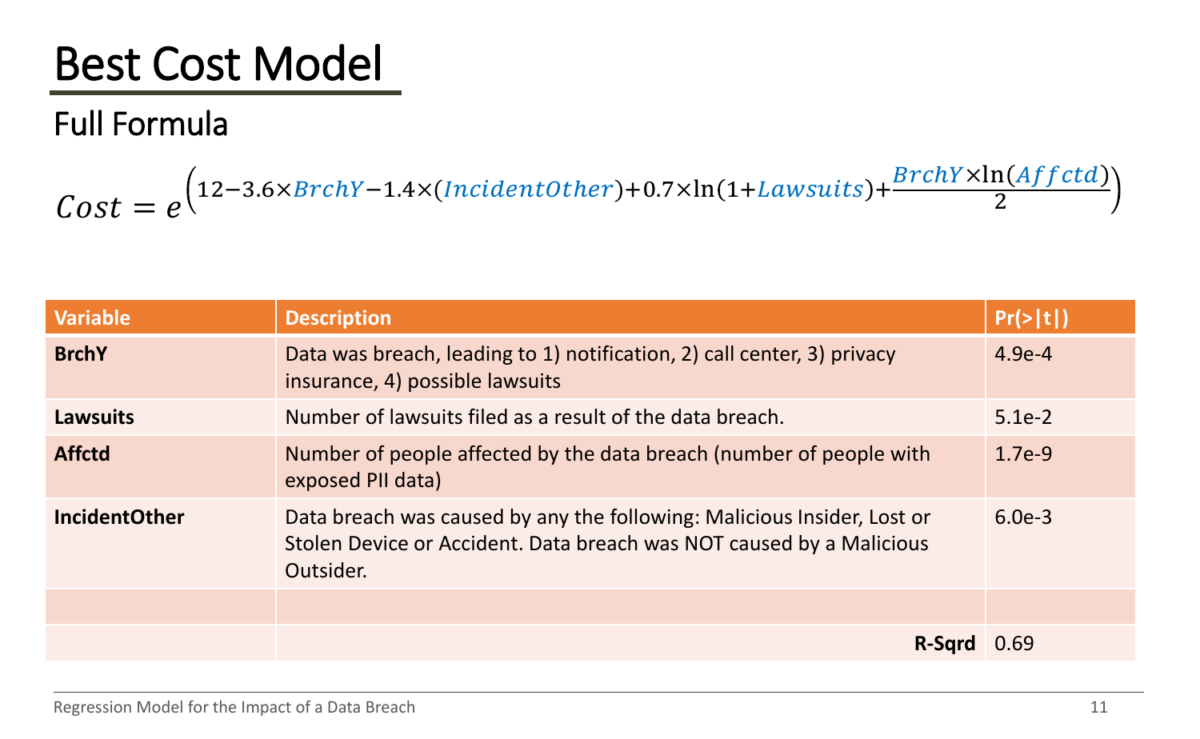# Best Cost Model

## Full Formula

$$Cost = e^{\left(12 - 3.6 \times BrchY - 1.4 \times (IncidentOther) + 0.7 \times \ln(1 + Lawsuits) + \frac{BrchY \times \ln(Affctd)}{2}\right)}$$

| Variable | Description | Pr(>\|t\|) |
|---|---|---|
| **BrchY** | Data was breach, leading to 1) notification, 2) call center, 3) privacy insurance, 4) possible lawsuits | 4.9e-4 |
| **Lawsuits** | Number of lawsuits filed as a result of the data breach. | 5.1e-2 |
| **Affctd** | Number of people affected by the data breach (number of people with exposed PII data) | 1.7e-9 |
| **IncidentOther** | Data breach was caused by any the following: Malicious Insider, Lost or Stolen Device or Accident. Data breach was NOT caused by a Malicious Outsider. | 6.0e-3 |
| | | |
| | **R-Sqrd** | 0.69 |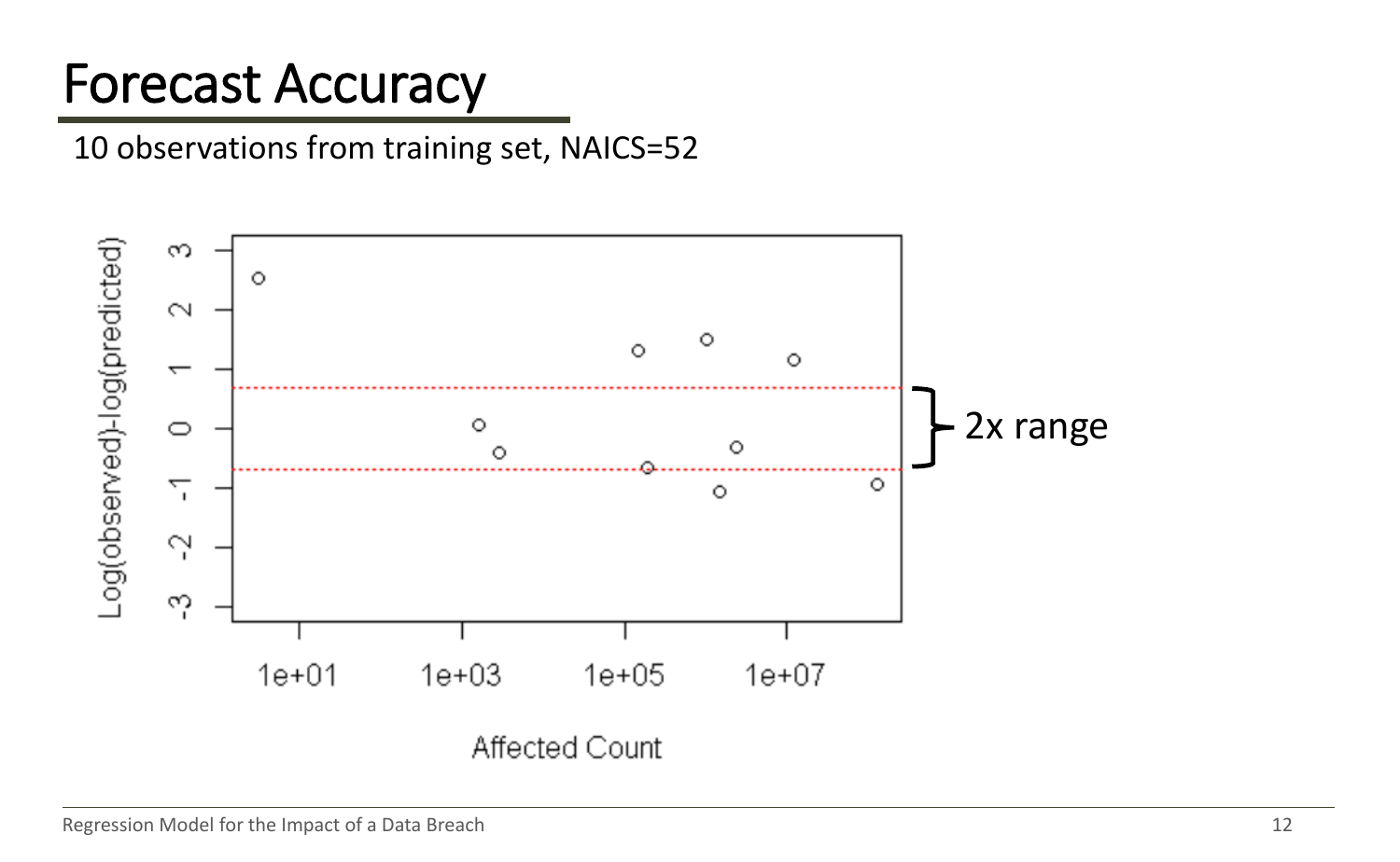# Forecast Accuracy

10 observations from training set, NAICS=52

2x range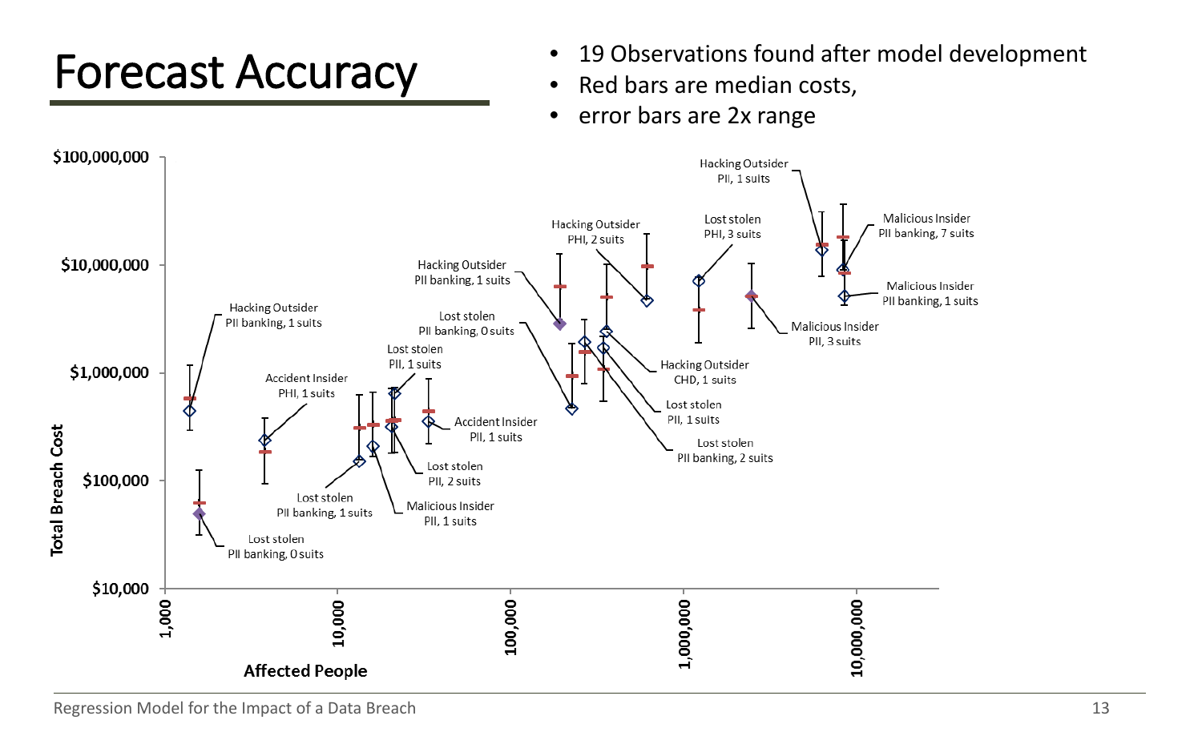# Forecast Accuracy

- 19 Observations found after model development
- Red bars are median costs,
- error bars are 2x range

Total Breach Cost: $10,000 – $100,000 – $1,000,000 – $10,000,000 – $100,000,000

Affected People: 1,000 – 10,000 – 100,000 – 1,000,000 – 10,000,000

Hacking Outsider PII banking, 1 suits

Lost stolen PII banking, 0 suits

Accident Insider PHI, 1 suits

Lost stolen PII banking, 1 suits

Malicious Insider PII, 1 suits

Lost stolen PII, 1 suits

Lost stolen PII, 2 suits

Accident Insider PII, 1 suits

Lost stolen PII banking, 0 suits

Hacking Outsider PII banking, 1 suits

Hacking Outsider PHI, 2 suits

Hacking Outsider CHD, 1 suits

Lost stolen PII, 1 suits

Lost stolen PII banking, 2 suits

Lost stolen PHI, 3 suits

Malicious Insider PII, 3 suits

Hacking Outsider PII, 1 suits

Malicious Insider PII banking, 7 suits

Malicious Insider PII banking, 1 suits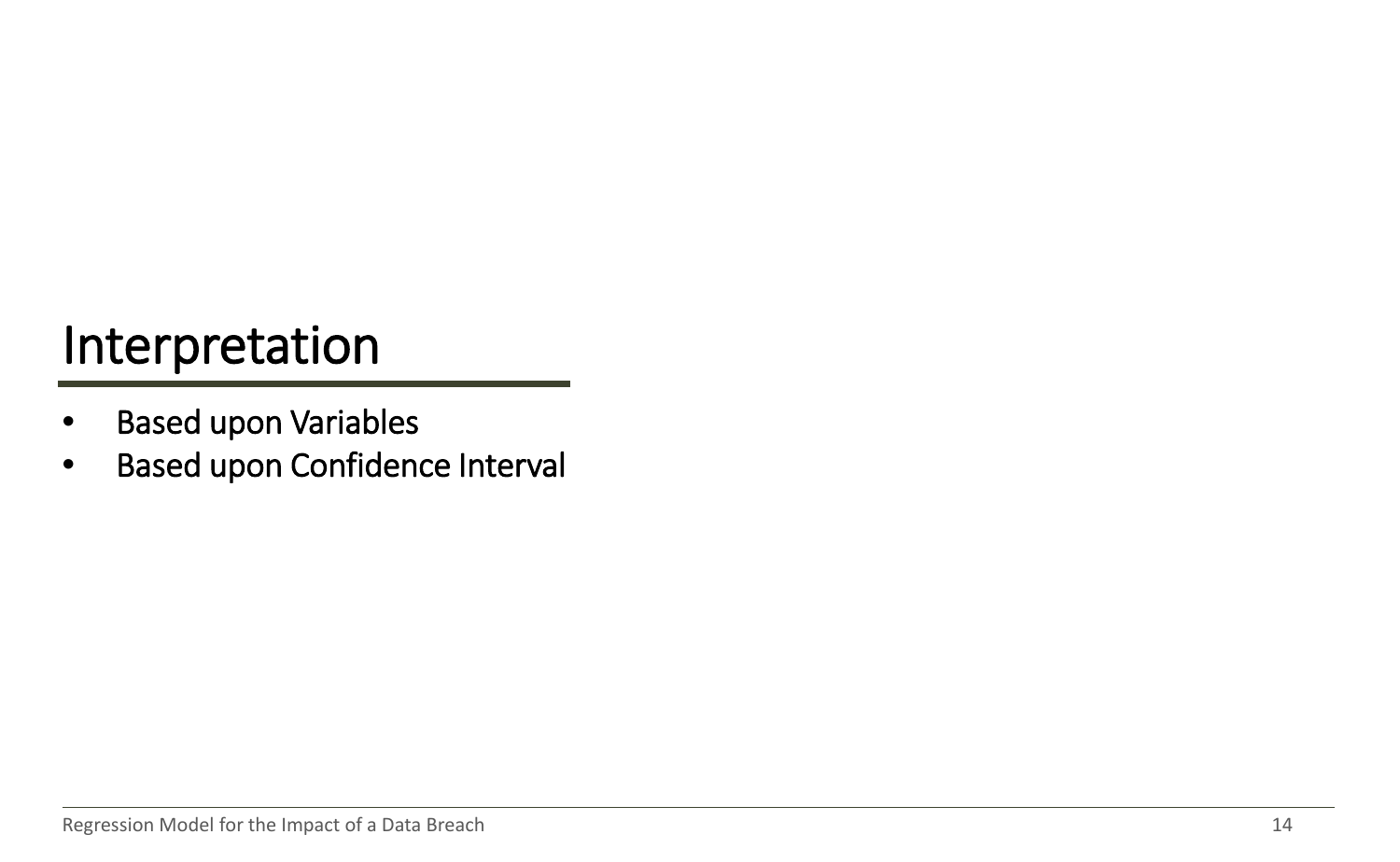# Interpretation

- Based upon Variables
- Based upon Confidence Interval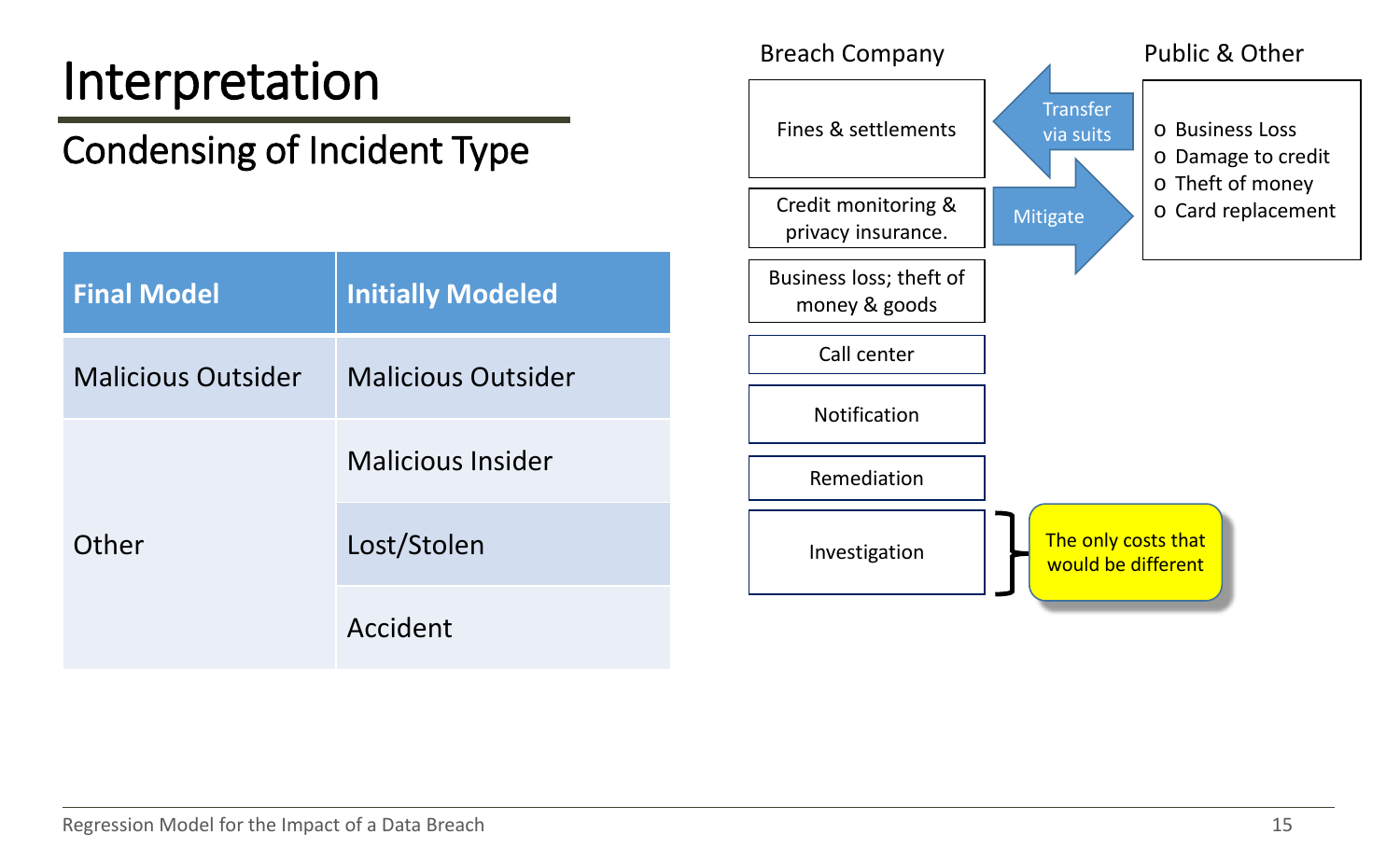# Interpretation

## Condensing of Incident Type

| Final Model | Initially Modeled |
| --- | --- |
| Malicious Outsider | Malicious Outsider |
| Other | Malicious Insider |
| | Lost/Stolen |
| | Accident |

**Breach Company**

- Fines & settlements
- Credit monitoring & privacy insurance.
- Business loss; theft of money & goods
- Call center
- Notification
- Remediation
- Investigation

Transfer via suits

Mitigate

**Public & Other**

- Business Loss
- Damage to credit
- Theft of money
- Card replacement

The only costs that would be different

Regression Model for the Impact of a Data Breach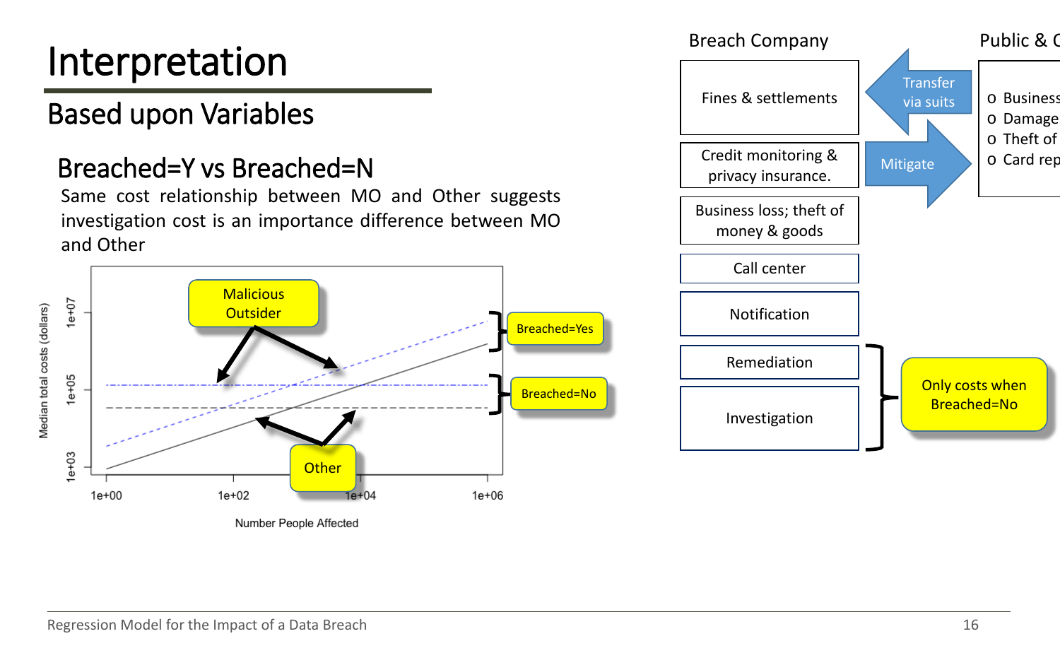# Interpretation

## Based upon Variables

### Breached=Y vs Breached=N

Same cost relationship between MO and Other suggests investigation cost is an importance difference between MO and Other

Malicious Outsider

Breached=Yes

Breached=No

Other

Median total costs (dollars)

1e+03 1e+05 1e+07

1e+00 1e+02 1e+04 1e+06

Number People Affected

Breach Company

Public & C

- Fines & settlements
- Credit monitoring & privacy insurance.
- Business loss; theft of money & goods
- Call center
- Notification
- Remediation
- Investigation

Transfer via suits

Mitigate

- Business
- Damage
- Theft of
- Card rep

Only costs when Breached=No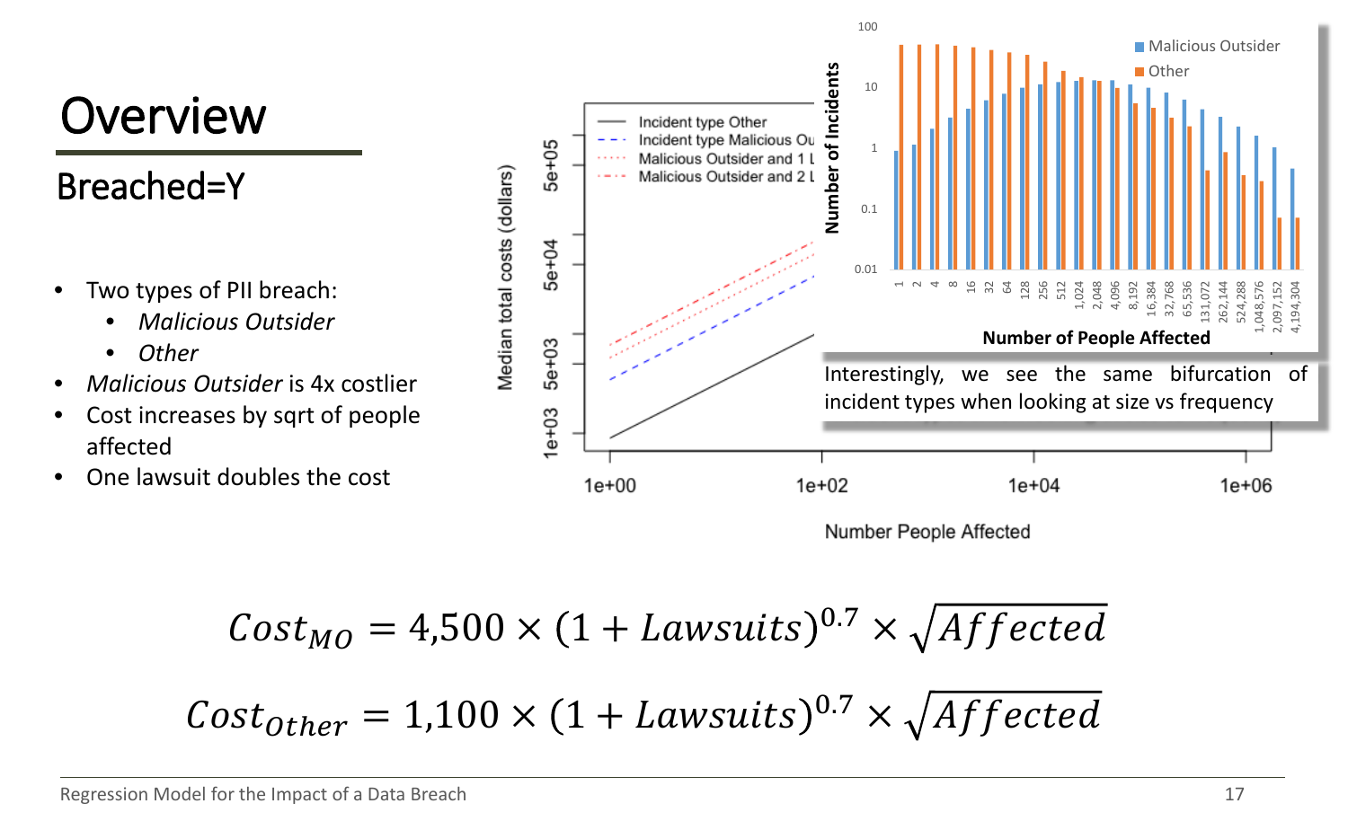# Overview

## Breached=Y

- Two types of PII breach:
  - *Malicious Outsider*
  - *Other*
- *Malicious Outsider* is 4x costlier
- Cost increases by sqrt of people affected
- One lawsuit doubles the cost

Interestingly, we see the same bifurcation of incident types when looking at size vs frequency

$$Cost_{MO} = 4{,}500 \times (1 + Lawsuits)^{0.7} \times \sqrt{Affected}$$

$$Cost_{Other} = 1{,}100 \times (1 + Lawsuits)^{0.7} \times \sqrt{Affected}$$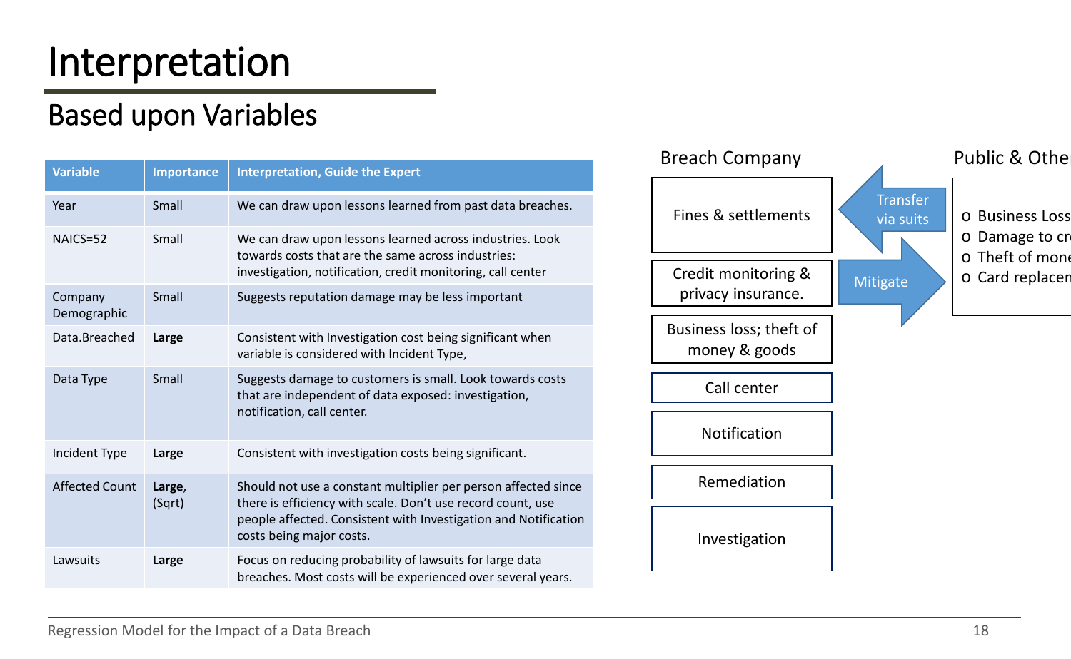# Interpretation

## Based upon Variables

| Variable | Importance | Interpretation, Guide the Expert |
|---|---|---|
| Year | Small | We can draw upon lessons learned from past data breaches. |
| NAICS=52 | Small | We can draw upon lessons learned across industries. Look towards costs that are the same across industries: investigation, notification, credit monitoring, call center |
| Company Demographic | Small | Suggests reputation damage may be less important |
| Data.Breached | **Large** | Consistent with Investigation cost being significant when variable is considered with Incident Type, |
| Data Type | Small | Suggests damage to customers is small. Look towards costs that are independent of data exposed: investigation, notification, call center. |
| Incident Type | **Large** | Consistent with investigation costs being significant. |
| Affected Count | **Large**, (Sqrt) | Should not use a constant multiplier per person affected since there is efficiency with scale. Don't use record count, use people affected. Consistent with Investigation and Notification costs being major costs. |
| Lawsuits | **Large** | Focus on reducing probability of lawsuits for large data breaches. Most costs will be experienced over several years. |

**Breach Company**

- Fines & settlements
- Credit monitoring & privacy insurance.
- Business loss; theft of money & goods
- Call center
- Notification
- Remediation
- Investigation

Transfer via suits

Mitigate

**Public & Othe**

- Business Loss
- Damage to cr
- Theft of mone
- Card replacen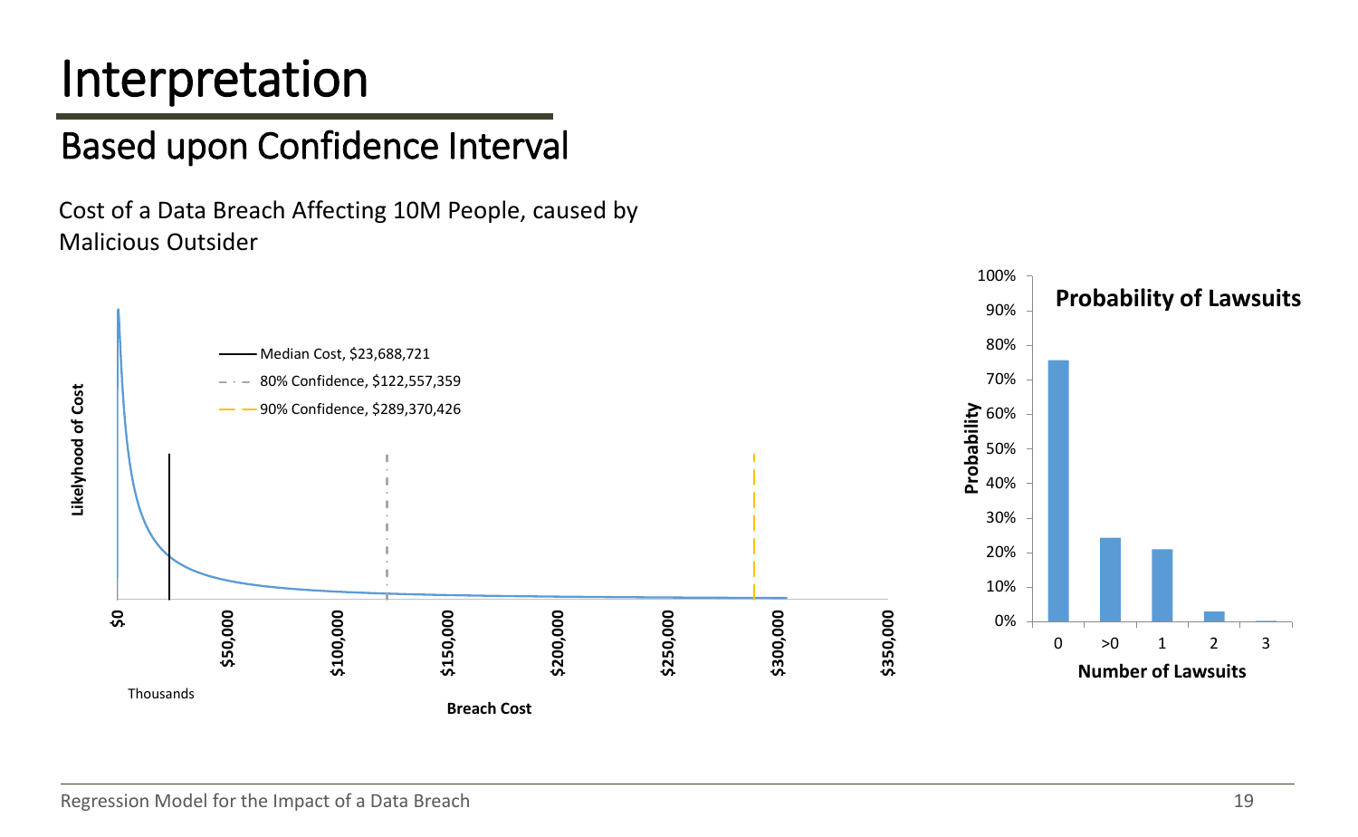# Interpretation

## Based upon Confidence Interval

Cost of a Data Breach Affecting 10M People, caused by Malicious Outsider

- Median Cost, $23,688,721
- 80% Confidence, $122,557,359
- 90% Confidence, $289,370,426

Likelyhood of Cost

Breach Cost (Thousands): $0, $50,000, $100,000, $150,000, $200,000, $250,000, $300,000, $350,000

**Probability of Lawsuits**

Probability: 0%, 10%, 20%, 30%, 40%, 50%, 60%, 70%, 80%, 90%, 100%

Number of Lawsuits: 0, >0, 1, 2, 3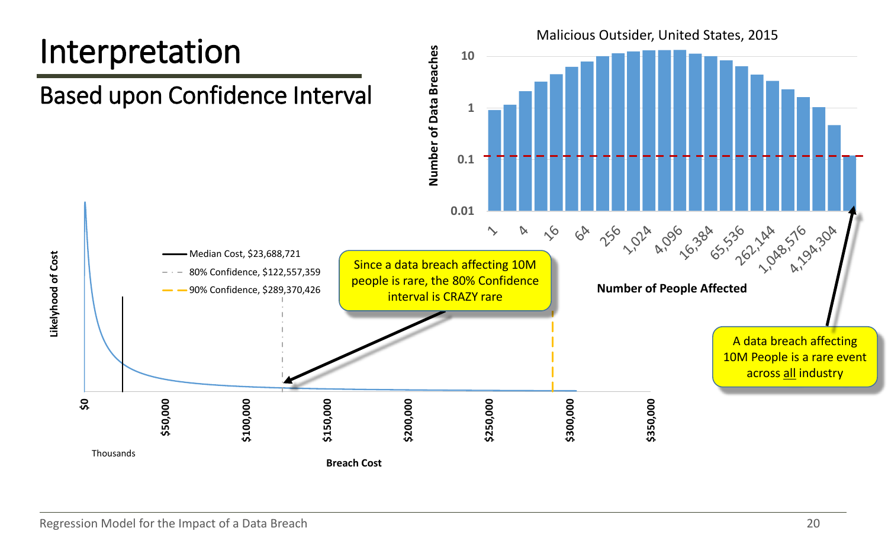# Interpretation

## Based upon Confidence Interval

Malicious Outsider, United States, 2015

Number of Data Breaches

10

1

0.1

0.01

1, 4, 16, 64, 256, 1,024, 4,096, 16,384, 65,536, 262,144, 1,048,576, 4,194,304

Number of People Affected

A data breach affecting 10M People is a rare event across all industry

Since a data breach affecting 10M people is rare, the 80% Confidence interval is CRAZY rare

- Median Cost, $23,688,721
- 80% Confidence, $122,557,359
- 90% Confidence, $289,370,426

Likelyhood of Cost

$0, $50,000, $100,000, $150,000, $200,000, $250,000, $300,000, $350,000

Thousands

Breach Cost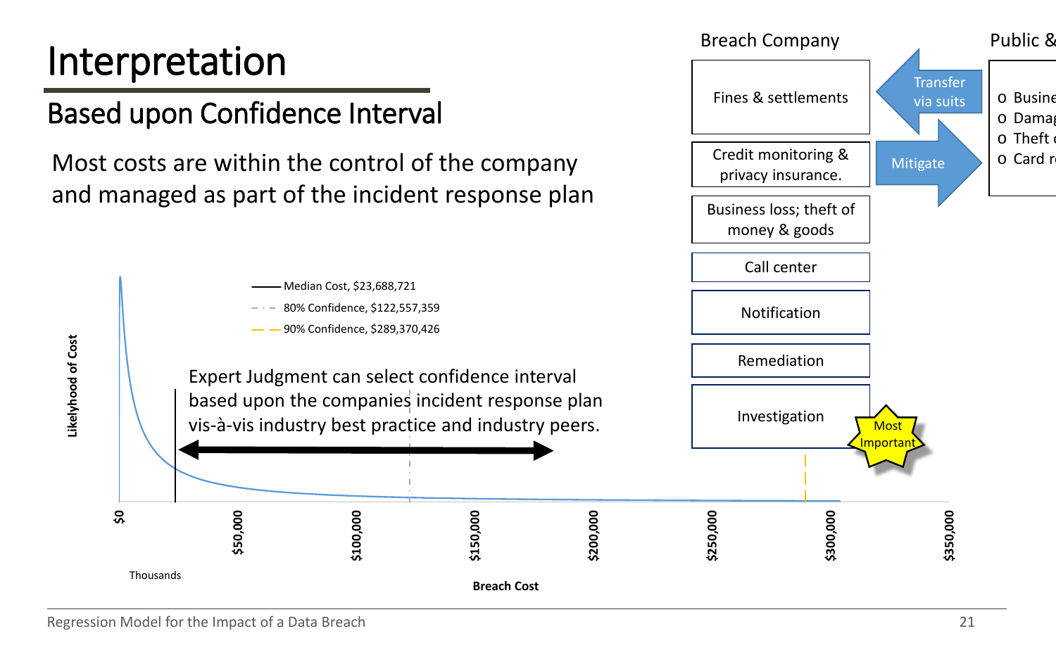# Interpretation

## Based upon Confidence Interval

Most costs are within the control of the company and managed as part of the incident response plan

Median Cost, $23,688,721

80% Confidence, $122,557,359

90% Confidence, $289,370,426

Expert Judgment can select confidence interval based upon the companies incident response plan vis-à-vis industry best practice and industry peers.

Likelihood of Cost

$0 | $50,000 | $100,000 | $150,000 | $200,000 | $250,000 | $300,000 | $350,000

Thousands

Breach Cost

Breach Company

- Fines & settlements
- Credit monitoring & privacy insurance.
- Business loss; theft of money & goods
- Call center
- Notification
- Remediation
- Investigation

Most Important

Transfer via suits

Mitigate

Public &

- Busine
- Damag
- Theft c
- Card r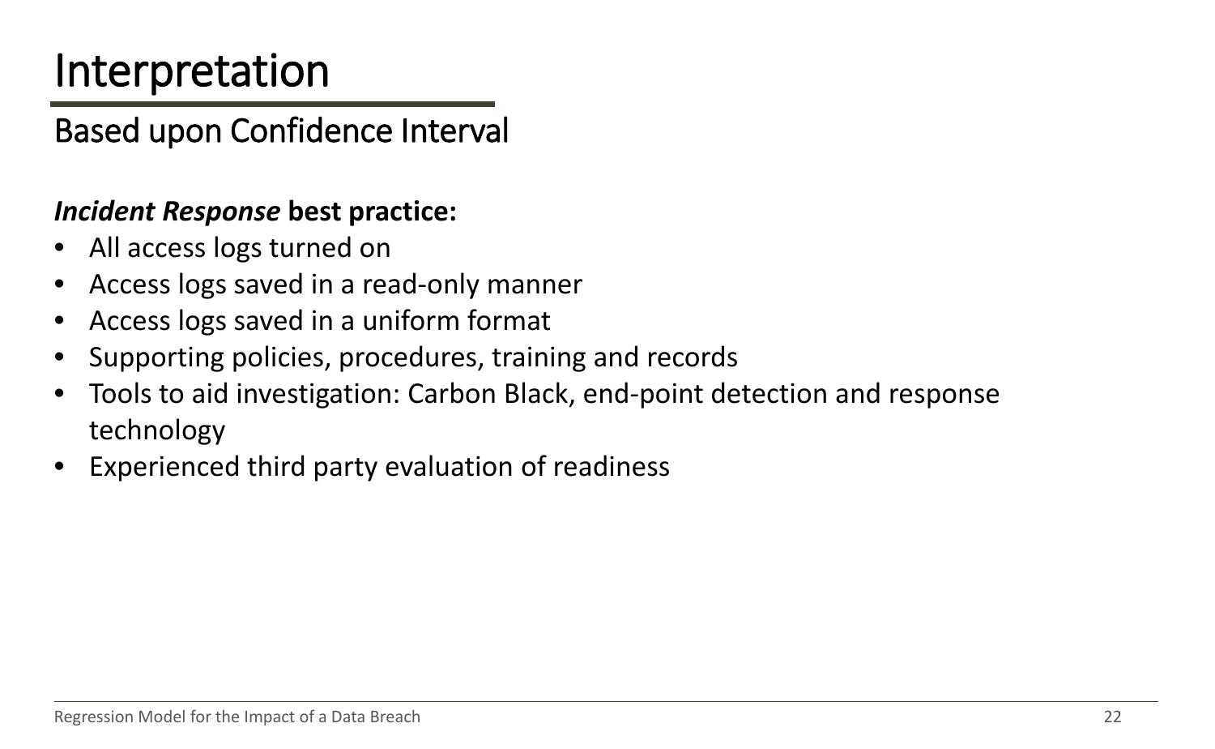# Interpretation

## Based upon Confidence Interval

***Incident Response* best practice:**

- All access logs turned on
- Access logs saved in a read-only manner
- Access logs saved in a uniform format
- Supporting policies, procedures, training and records
- Tools to aid investigation: Carbon Black, end-point detection and response technology
- Experienced third party evaluation of readiness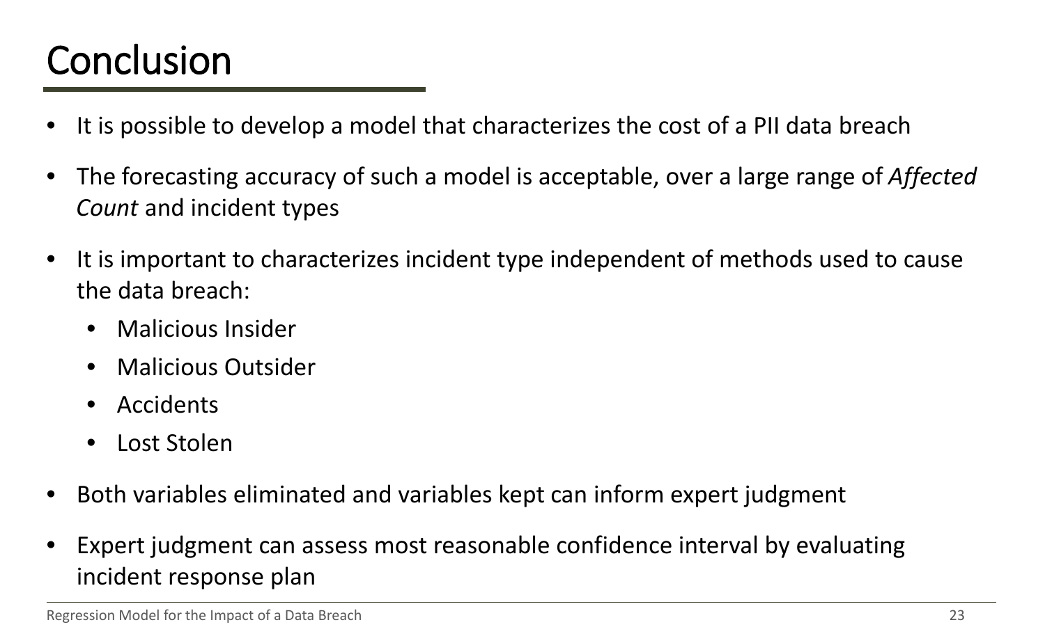# Conclusion

- It is possible to develop a model that characterizes the cost of a PII data breach
- The forecasting accuracy of such a model is acceptable, over a large range of *Affected Count* and incident types
- It is important to characterizes incident type independent of methods used to cause the data breach:
  - Malicious Insider
  - Malicious Outsider
  - Accidents
  - Lost Stolen
- Both variables eliminated and variables kept can inform expert judgment
- Expert judgment can assess most reasonable confidence interval by evaluating incident response plan